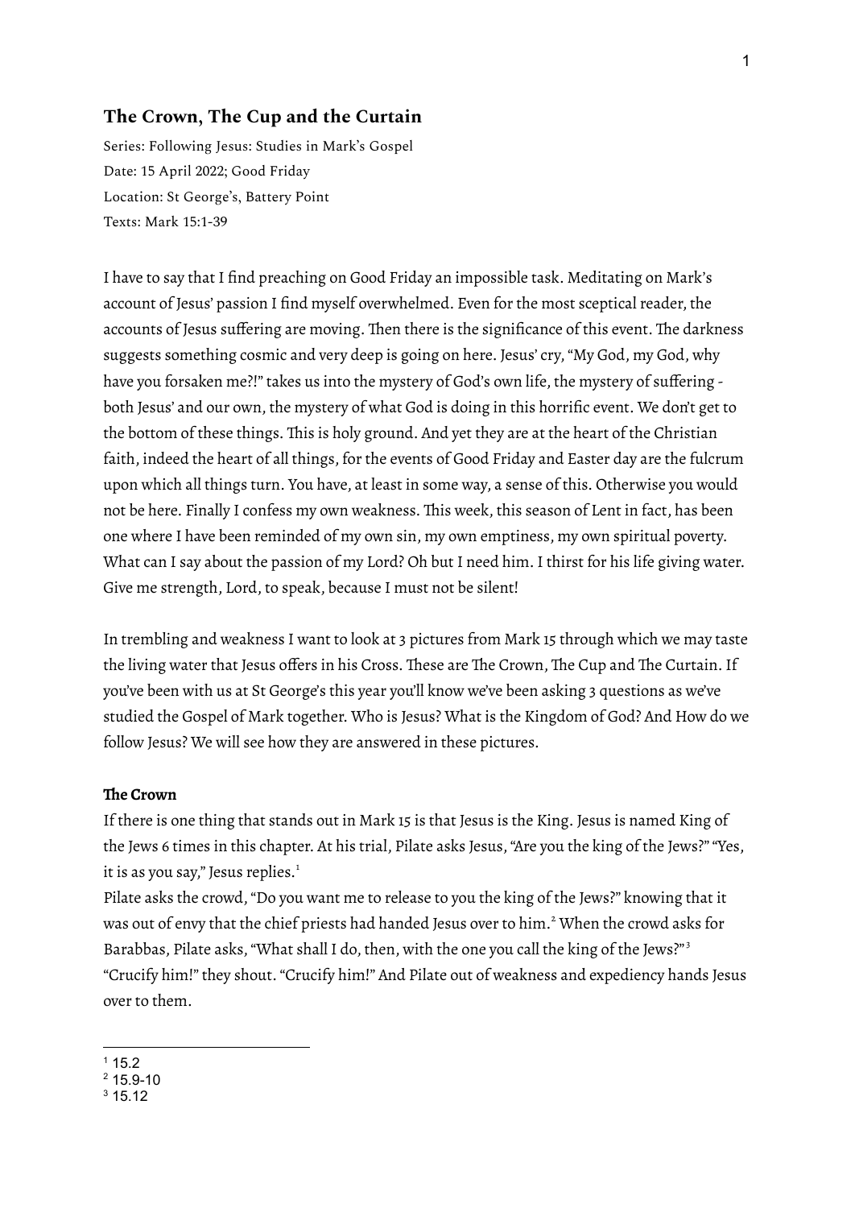## The Crown, The Cup and the Curtain

Series: Following Jesus: Studies in Mark's Gospel
Date: 15 April 2022; Good Friday
Location: St George's, Battery Point
Texts: Mark 15:1-39

I have to say that I find preaching on Good Friday an impossible task. Meditating on Mark's account of Jesus' passion I find myself overwhelmed. Even for the most sceptical reader, the accounts of Jesus suffering are moving. Then there is the significance of this event. The darkness suggests something cosmic and very deep is going on here. Jesus' cry, "My God, my God, why have you forsaken me?!" takes us into the mystery of God's own life, the mystery of suffering - both Jesus' and our own, the mystery of what God is doing in this horrific event. We don't get to the bottom of these things. This is holy ground. And yet they are at the heart of the Christian faith, indeed the heart of all things, for the events of Good Friday and Easter day are the fulcrum upon which all things turn. You have, at least in some way, a sense of this. Otherwise you would not be here. Finally I confess my own weakness. This week, this season of Lent in fact, has been one where I have been reminded of my own sin, my own emptiness, my own spiritual poverty. What can I say about the passion of my Lord? Oh but I need him. I thirst for his life giving water. Give me strength, Lord, to speak, because I must not be silent!

In trembling and weakness I want to look at 3 pictures from Mark 15 through which we may taste the living water that Jesus offers in his Cross. These are The Crown, The Cup and The Curtain. If you've been with us at St George's this year you'll know we've been asking 3 questions as we've studied the Gospel of Mark together. Who is Jesus? What is the Kingdom of God? And How do we follow Jesus? We will see how they are answered in these pictures.

### The Crown

If there is one thing that stands out in Mark 15 is that Jesus is the King. Jesus is named King of the Jews 6 times in this chapter. At his trial, Pilate asks Jesus, "Are you the king of the Jews?" "Yes, it is as you say," Jesus replies.[1]

Pilate asks the crowd, "Do you want me to release to you the king of the Jews?" knowing that it was out of envy that the chief priests had handed Jesus over to him.[2] When the crowd asks for Barabbas, Pilate asks, "What shall I do, then, with the one you call the king of the Jews?"[3] "Crucify him!" they shout. "Crucify him!" And Pilate out of weakness and expediency hands Jesus over to them.

[1] 15.2
[2] 15.9-10
[3] 15.12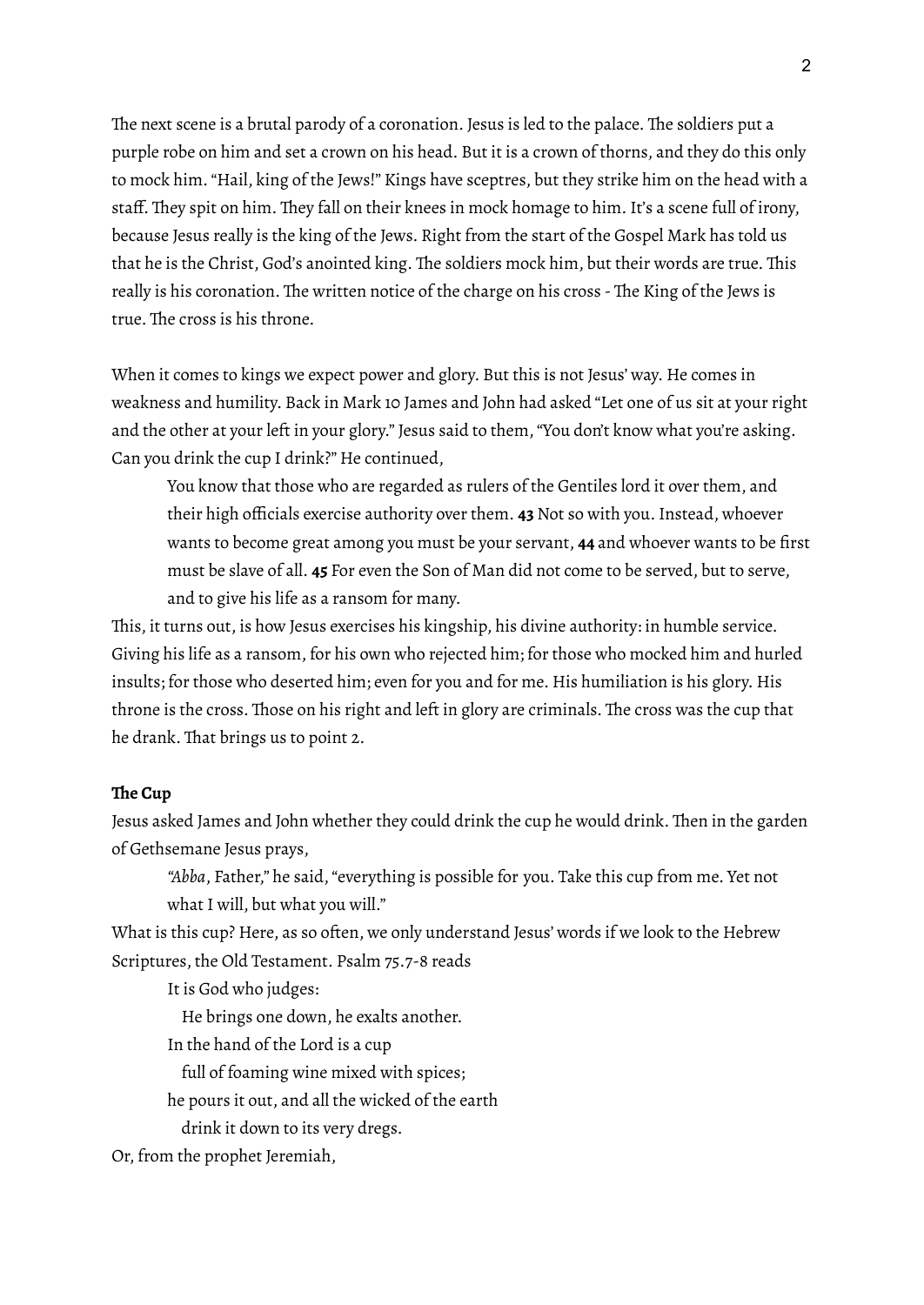The next scene is a brutal parody of a coronation. Jesus is led to the palace. The soldiers put a purple robe on him and set a crown on his head. But it is a crown of thorns, and they do this only to mock him. "Hail, king of the Jews!" Kings have sceptres, but they strike him on the head with a staff. They spit on him. They fall on their knees in mock homage to him. It's a scene full of irony, because Jesus really is the king of the Jews. Right from the start of the Gospel Mark has told us that he is the Christ, God's anointed king. The soldiers mock him, but their words are true. This really is his coronation. The written notice of the charge on his cross - The King of the Jews is true. The cross is his throne.

When it comes to kings we expect power and glory. But this is not Jesus' way. He comes in weakness and humility. Back in Mark 10 James and John had asked "Let one of us sit at your right and the other at your left in your glory." Jesus said to them, "You don't know what you're asking. Can you drink the cup I drink?" He continued,

> You know that those who are regarded as rulers of the Gentiles lord it over them, and their high officials exercise authority over them. **43** Not so with you. Instead, whoever wants to become great among you must be your servant, **44** and whoever wants to be first must be slave of all. **45** For even the Son of Man did not come to be served, but to serve, and to give his life as a ransom for many.

This, it turns out, is how Jesus exercises his kingship, his divine authority: in humble service. Giving his life as a ransom, for his own who rejected him; for those who mocked him and hurled insults; for those who deserted him; even for you and for me. His humiliation is his glory. His throne is the cross. Those on his right and left in glory are criminals. The cross was the cup that he drank. That brings us to point 2.

**The Cup**

Jesus asked James and John whether they could drink the cup he would drink. Then in the garden of Gethsemane Jesus prays,

> "*Abba*, Father," he said, "everything is possible for you. Take this cup from me. Yet not what I will, but what you will."

What is this cup? Here, as so often, we only understand Jesus' words if we look to the Hebrew Scriptures, the Old Testament. Psalm 75.7-8 reads

> It is God who judges:
> He brings one down, he exalts another.
> In the hand of the Lord is a cup
> full of foaming wine mixed with spices;
> he pours it out, and all the wicked of the earth
> drink it down to its very dregs.

Or, from the prophet Jeremiah,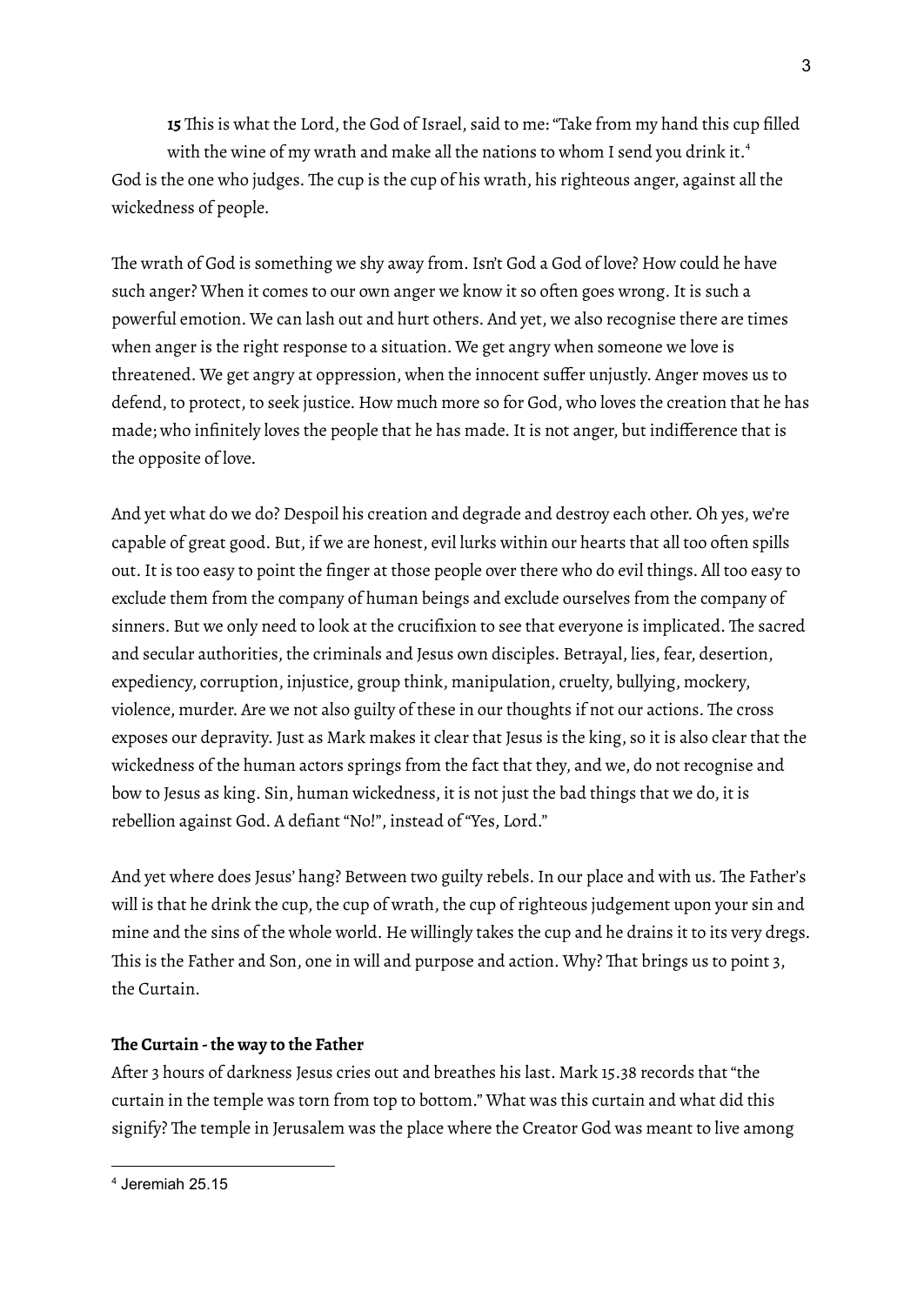**15** This is what the Lord, the God of Israel, said to me: "Take from my hand this cup filled with the wine of my wrath and make all the nations to whom I send you drink it.[4]

God is the one who judges. The cup is the cup of his wrath, his righteous anger, against all the wickedness of people.

The wrath of God is something we shy away from. Isn't God a God of love? How could he have such anger? When it comes to our own anger we know it so often goes wrong. It is such a powerful emotion. We can lash out and hurt others. And yet, we also recognise there are times when anger is the right response to a situation. We get angry when someone we love is threatened. We get angry at oppression, when the innocent suffer unjustly. Anger moves us to defend, to protect, to seek justice. How much more so for God, who loves the creation that he has made; who infinitely loves the people that he has made. It is not anger, but indifference that is the opposite of love.

And yet what do we do? Despoil his creation and degrade and destroy each other. Oh yes, we're capable of great good. But, if we are honest, evil lurks within our hearts that all too often spills out. It is too easy to point the finger at those people over there who do evil things. All too easy to exclude them from the company of human beings and exclude ourselves from the company of sinners. But we only need to look at the crucifixion to see that everyone is implicated. The sacred and secular authorities, the criminals and Jesus own disciples. Betrayal, lies, fear, desertion, expediency, corruption, injustice, group think, manipulation, cruelty, bullying, mockery, violence, murder. Are we not also guilty of these in our thoughts if not our actions. The cross exposes our depravity. Just as Mark makes it clear that Jesus is the king, so it is also clear that the wickedness of the human actors springs from the fact that they, and we, do not recognise and bow to Jesus as king. Sin, human wickedness, it is not just the bad things that we do, it is rebellion against God. A defiant "No!", instead of "Yes, Lord."

And yet where does Jesus' hang? Between two guilty rebels. In our place and with us. The Father's will is that he drink the cup, the cup of wrath, the cup of righteous judgement upon your sin and mine and the sins of the whole world. He willingly takes the cup and he drains it to its very dregs. This is the Father and Son, one in will and purpose and action. Why? That brings us to point 3, the Curtain.

**The Curtain - the way to the Father**

After 3 hours of darkness Jesus cries out and breathes his last. Mark 15.38 records that "the curtain in the temple was torn from top to bottom." What was this curtain and what did this signify? The temple in Jerusalem was the place where the Creator God was meant to live among

---

[4] Jeremiah 25.15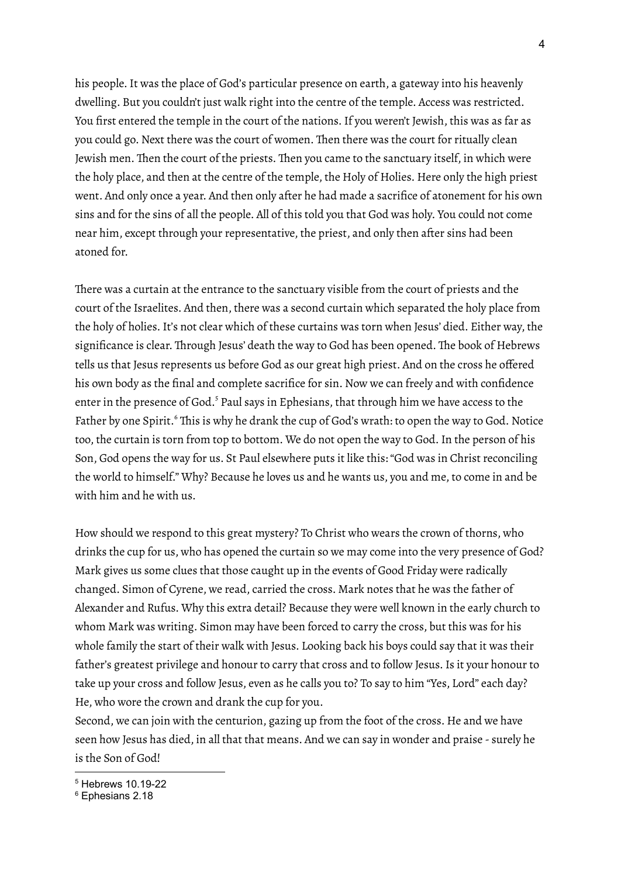his people. It was the place of God's particular presence on earth, a gateway into his heavenly dwelling. But you couldn't just walk right into the centre of the temple. Access was restricted. You first entered the temple in the court of the nations. If you weren't Jewish, this was as far as you could go. Next there was the court of women. Then there was the court for ritually clean Jewish men. Then the court of the priests. Then you came to the sanctuary itself, in which were the holy place, and then at the centre of the temple, the Holy of Holies. Here only the high priest went. And only once a year. And then only after he had made a sacrifice of atonement for his own sins and for the sins of all the people. All of this told you that God was holy. You could not come near him, except through your representative, the priest, and only then after sins had been atoned for.

There was a curtain at the entrance to the sanctuary visible from the court of priests and the court of the Israelites. And then, there was a second curtain which separated the holy place from the holy of holies. It's not clear which of these curtains was torn when Jesus' died. Either way, the significance is clear. Through Jesus' death the way to God has been opened. The book of Hebrews tells us that Jesus represents us before God as our great high priest. And on the cross he offered his own body as the final and complete sacrifice for sin. Now we can freely and with confidence enter in the presence of God.[5] Paul says in Ephesians, that through him we have access to the Father by one Spirit.[6] This is why he drank the cup of God's wrath: to open the way to God. Notice too, the curtain is torn from top to bottom. We do not open the way to God. In the person of his Son, God opens the way for us. St Paul elsewhere puts it like this: "God was in Christ reconciling the world to himself." Why? Because he loves us and he wants us, you and me, to come in and be with him and he with us.

How should we respond to this great mystery? To Christ who wears the crown of thorns, who drinks the cup for us, who has opened the curtain so we may come into the very presence of God? Mark gives us some clues that those caught up in the events of Good Friday were radically changed. Simon of Cyrene, we read, carried the cross. Mark notes that he was the father of Alexander and Rufus. Why this extra detail? Because they were well known in the early church to whom Mark was writing. Simon may have been forced to carry the cross, but this was for his whole family the start of their walk with Jesus. Looking back his boys could say that it was their father's greatest privilege and honour to carry that cross and to follow Jesus. Is it your honour to take up your cross and follow Jesus, even as he calls you to? To say to him "Yes, Lord" each day? He, who wore the crown and drank the cup for you.

Second, we can join with the centurion, gazing up from the foot of the cross. He and we have seen how Jesus has died, in all that that means. And we can say in wonder and praise - surely he is the Son of God!

---

[5] Hebrews 10.19-22

[6] Ephesians 2.18